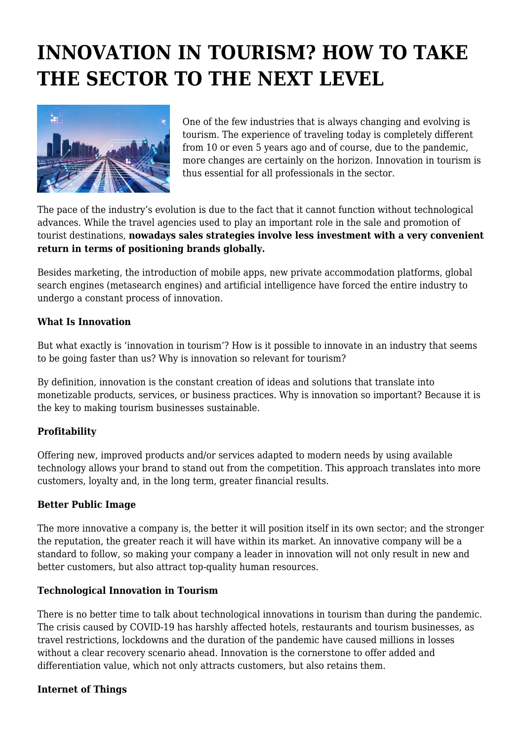# INNOVATION IN TOURISM? HOW TO TAKE THE SECTOR TO THE NEXT LEVEL

One of the few industries that is always changing and evolving is tourism. The experience of traveling today is completely different from 10 or even 5 years ago and of course, due to the pandemic, more changes are certainly on the horizon. Innovation in tourism is thus essential for all professionals in the sector.

The pace of the industry's evolution is due to the fact that it cannot function without technological advances. While the travel agencies used to play an important role in the sale and promotion of tourist destinations, **nowadays sales strategies involve less investment with a very convenient return in terms of positioning brands globally.**

Besides marketing, the introduction of mobile apps, new private accommodation platforms, global search engines (metasearch engines) and artificial intelligence have forced the entire industry to undergo a constant process of innovation.

### What Is Innovation

But what exactly is 'innovation in tourism'? How is it possible to innovate in an industry that seems to be going faster than us? Why is innovation so relevant for tourism?

By definition, innovation is the constant creation of ideas and solutions that translate into monetizable products, services, or business practices. Why is innovation so important? Because it is the key to making tourism businesses sustainable.

### Profitability

Offering new, improved products and/or services adapted to modern needs by using available technology allows your brand to stand out from the competition. This approach translates into more customers, loyalty and, in the long term, greater financial results.

### Better Public Image

The more innovative a company is, the better it will position itself in its own sector; and the stronger the reputation, the greater reach it will have within its market. An innovative company will be a standard to follow, so making your company a leader in innovation will not only result in new and better customers, but also attract top-quality human resources.

### Technological Innovation in Tourism

There is no better time to talk about technological innovations in tourism than during the pandemic. The crisis caused by COVID-19 has harshly affected hotels, restaurants and tourism businesses, as travel restrictions, lockdowns and the duration of the pandemic have caused millions in losses without a clear recovery scenario ahead. Innovation is the cornerstone to offer added and differentiation value, which not only attracts customers, but also retains them.

### Internet of Things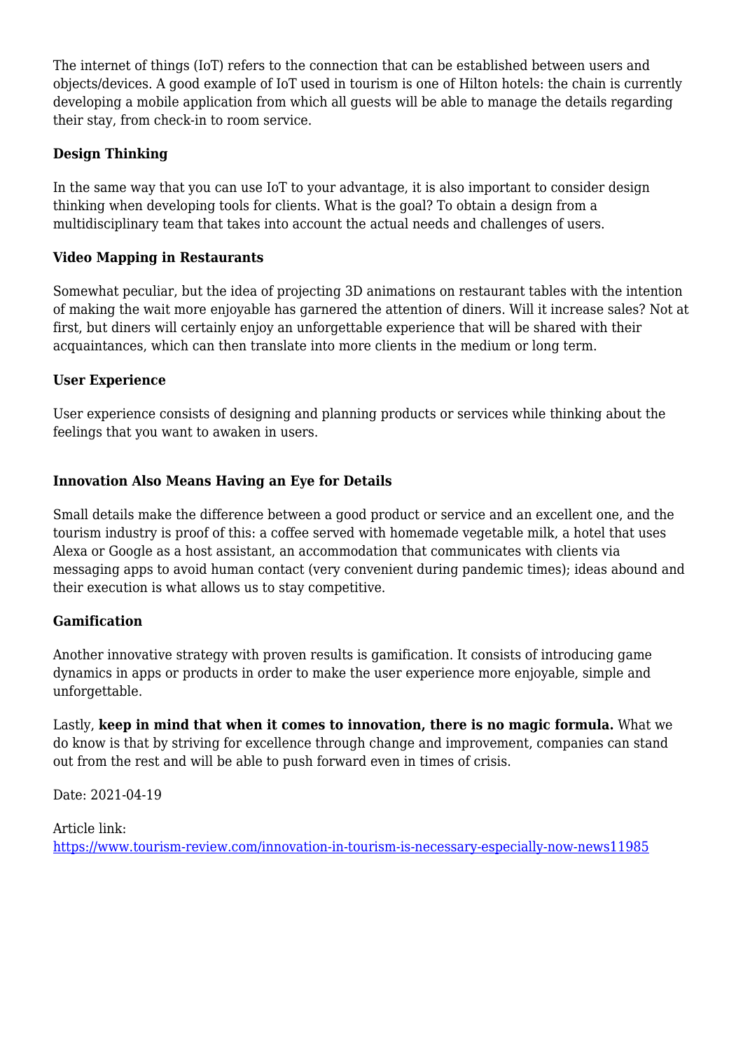The internet of things (IoT) refers to the connection that can be established between users and objects/devices. A good example of IoT used in tourism is one of Hilton hotels: the chain is currently developing a mobile application from which all guests will be able to manage the details regarding their stay, from check-in to room service.

**Design Thinking**

In the same way that you can use IoT to your advantage, it is also important to consider design thinking when developing tools for clients. What is the goal? To obtain a design from a multidisciplinary team that takes into account the actual needs and challenges of users.

**Video Mapping in Restaurants**

Somewhat peculiar, but the idea of projecting 3D animations on restaurant tables with the intention of making the wait more enjoyable has garnered the attention of diners. Will it increase sales? Not at first, but diners will certainly enjoy an unforgettable experience that will be shared with their acquaintances, which can then translate into more clients in the medium or long term.

**User Experience**

User experience consists of designing and planning products or services while thinking about the feelings that you want to awaken in users.

**Innovation Also Means Having an Eye for Details**

Small details make the difference between a good product or service and an excellent one, and the tourism industry is proof of this: a coffee served with homemade vegetable milk, a hotel that uses Alexa or Google as a host assistant, an accommodation that communicates with clients via messaging apps to avoid human contact (very convenient during pandemic times); ideas abound and their execution is what allows us to stay competitive.

**Gamification**

Another innovative strategy with proven results is gamification. It consists of introducing game dynamics in apps or products in order to make the user experience more enjoyable, simple and unforgettable.

Lastly, **keep in mind that when it comes to innovation, there is no magic formula.** What we do know is that by striving for excellence through change and improvement, companies can stand out from the rest and will be able to push forward even in times of crisis.

Date: 2021-04-19

Article link:
https://www.tourism-review.com/innovation-in-tourism-is-necessary-especially-now-news11985